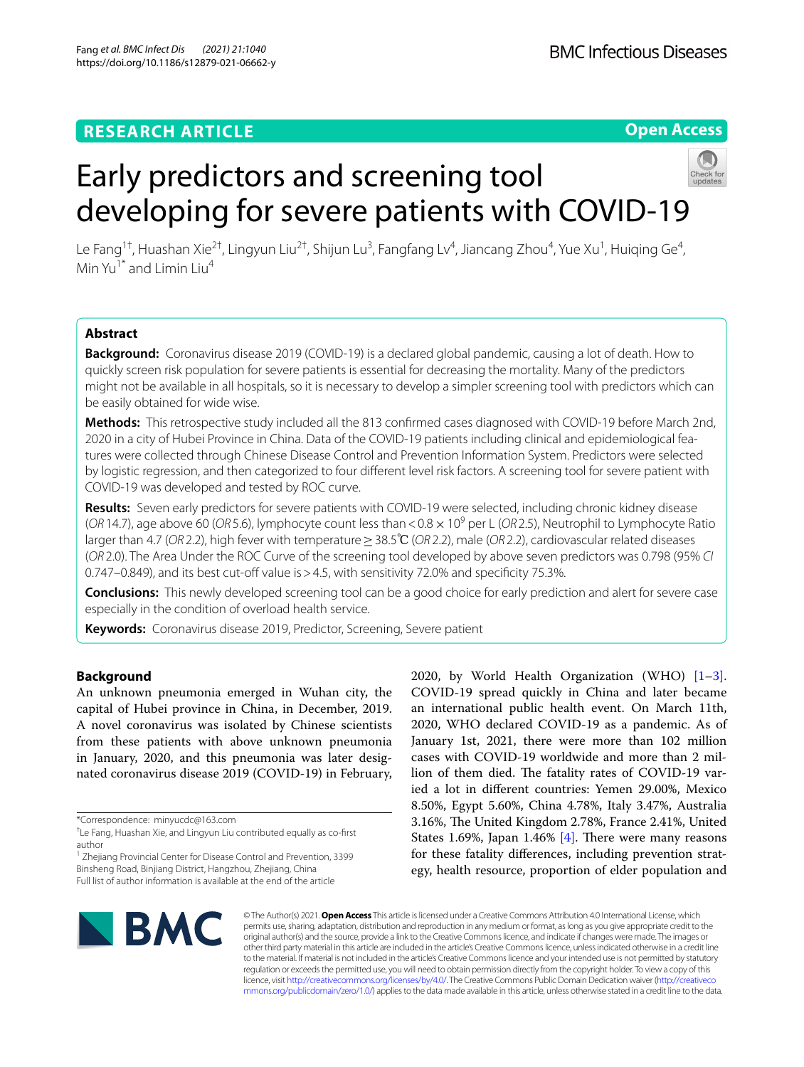RESEARCH ARTICLE

Open Access

# Early predictors and screening tool developing for severe patients with COVID-19

Le Fang[1†], Huashan Xie[2†], Lingyun Liu[2†], Shijun Lu[3], Fangfang Lv[4], Jiancang Zhou[4], Yue Xu[1], Huiqing Ge[4], Min Yu[1*] and Limin Liu[4]

## Abstract

**Background:** Coronavirus disease 2019 (COVID-19) is a declared global pandemic, causing a lot of death. How to quickly screen risk population for severe patients is essential for decreasing the mortality. Many of the predictors might not be available in all hospitals, so it is necessary to develop a simpler screening tool with predictors which can be easily obtained for wide wise.

**Methods:** This retrospective study included all the 813 confirmed cases diagnosed with COVID-19 before March 2nd, 2020 in a city of Hubei Province in China. Data of the COVID-19 patients including clinical and epidemiological features were collected through Chinese Disease Control and Prevention Information System. Predictors were selected by logistic regression, and then categorized to four different level risk factors. A screening tool for severe patient with COVID-19 was developed and tested by ROC curve.

**Results:** Seven early predictors for severe patients with COVID-19 were selected, including chronic kidney disease (*OR* 14.7), age above 60 (*OR* 5.6), lymphocyte count less than $< 0.8 \times 10^9$ per L (*OR* 2.5), Neutrophil to Lymphocyte Ratio larger than 4.7 (*OR* 2.2), high fever with temperature ≥ 38.5℃ (*OR* 2.2), male (*OR* 2.2), cardiovascular related diseases (*OR* 2.0). The Area Under the ROC Curve of the screening tool developed by above seven predictors was 0.798 (95% *CI* 0.747–0.849), and its best cut-off value is > 4.5, with sensitivity 72.0% and specificity 75.3%.

**Conclusions:** This newly developed screening tool can be a good choice for early prediction and alert for severe case especially in the condition of overload health service.

**Keywords:** Coronavirus disease 2019, Predictor, Screening, Severe patient

## Background

An unknown pneumonia emerged in Wuhan city, the capital of Hubei province in China, in December, 2019. A novel coronavirus was isolated by Chinese scientists from these patients with above unknown pneumonia in January, 2020, and this pneumonia was later designated coronavirus disease 2019 (COVID-19) in February, 2020, by World Health Organization (WHO) [1–3]. COVID-19 spread quickly in China and later became an international public health event. On March 11th, 2020, WHO declared COVID-19 as a pandemic. As of January 1st, 2021, there were more than 102 million cases with COVID-19 worldwide and more than 2 million of them died. The fatality rates of COVID-19 varied a lot in different countries: Yemen 29.00%, Mexico 8.50%, Egypt 5.60%, China 4.78%, Italy 3.47%, Australia 3.16%, The United Kingdom 2.78%, France 2.41%, United States 1.69%, Japan 1.46% [4]. There were many reasons for these fatality differences, including prevention strategy, health resource, proportion of elder population and

*Correspondence: minyucdc@163.com

†Le Fang, Huashan Xie, and Lingyun Liu contributed equally as co-first author

[1] Zhejiang Provincial Center for Disease Control and Prevention, 3399 Binsheng Road, Binjiang District, Hangzhou, Zhejiang, China

Full list of author information is available at the end of the article

© The Author(s) 2021. **Open Access** This article is licensed under a Creative Commons Attribution 4.0 International License, which permits use, sharing, adaptation, distribution and reproduction in any medium or format, as long as you give appropriate credit to the original author(s) and the source, provide a link to the Creative Commons licence, and indicate if changes were made. The images or other third party material in this article are included in the article's Creative Commons licence, unless indicated otherwise in a credit line to the material. If material is not included in the article's Creative Commons licence and your intended use is not permitted by statutory regulation or exceeds the permitted use, you will need to obtain permission directly from the copyright holder. To view a copy of this licence, visit http://creativecommons.org/licenses/by/4.0/. The Creative Commons Public Domain Dedication waiver (http://creativecommons.org/publicdomain/zero/1.0/) applies to the data made available in this article, unless otherwise stated in a credit line to the data.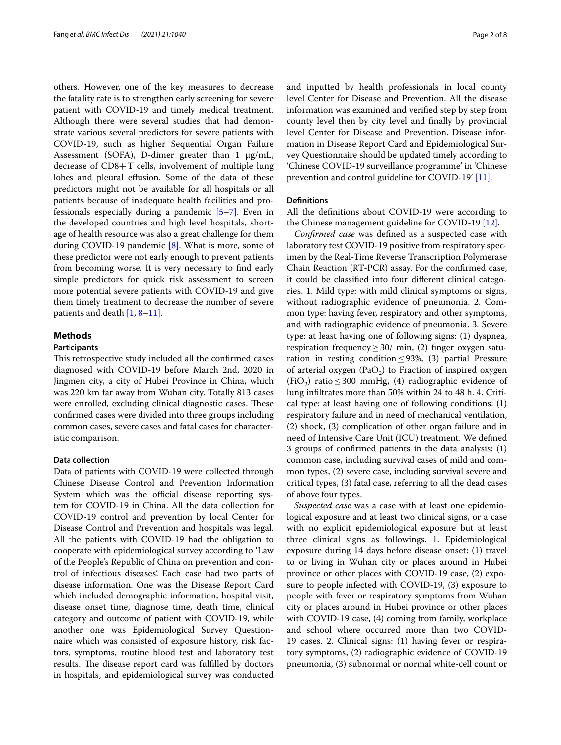others. However, one of the key measures to decrease the fatality rate is to strengthen early screening for severe patient with COVID-19 and timely medical treatment. Although there were several studies that had demonstrate various several predictors for severe patients with COVID-19, such as higher Sequential Organ Failure Assessment (SOFA), D-dimer greater than 1 μg/mL, decrease of CD8+ T cells, involvement of multiple lung lobes and pleural effusion. Some of the data of these predictors might not be available for all hospitals or all patients because of inadequate health facilities and professionals especially during a pandemic [5–7]. Even in the developed countries and high level hospitals, shortage of health resource was also a great challenge for them during COVID-19 pandemic [8]. What is more, some of these predictor were not early enough to prevent patients from becoming worse. It is very necessary to find early simple predictors for quick risk assessment to screen more potential severe patients with COVID-19 and give them timely treatment to decrease the number of severe patients and death [1, 8–11].

## Methods

### Participants

This retrospective study included all the confirmed cases diagnosed with COVID-19 before March 2nd, 2020 in Jingmen city, a city of Hubei Province in China, which was 220 km far away from Wuhan city. Totally 813 cases were enrolled, excluding clinical diagnostic cases. These confirmed cases were divided into three groups including common cases, severe cases and fatal cases for characteristic comparison.

### Data collection

Data of patients with COVID-19 were collected through Chinese Disease Control and Prevention Information System which was the official disease reporting system for COVID-19 in China. All the data collection for COVID-19 control and prevention by local Center for Disease Control and Prevention and hospitals was legal. All the patients with COVID-19 had the obligation to cooperate with epidemiological survey according to 'Law of the People's Republic of China on prevention and control of infectious diseases'. Each case had two parts of disease information. One was the Disease Report Card which included demographic information, hospital visit, disease onset time, diagnose time, death time, clinical category and outcome of patient with COVID-19, while another one was Epidemiological Survey Questionnaire which was consisted of exposure history, risk factors, symptoms, routine blood test and laboratory test results. The disease report card was fulfilled by doctors in hospitals, and epidemiological survey was conducted and inputted by health professionals in local county level Center for Disease and Prevention. All the disease information was examined and verified step by step from county level then by city level and finally by provincial level Center for Disease and Prevention. Disease information in Disease Report Card and Epidemiological Survey Questionnaire should be updated timely according to 'Chinese COVID-19 surveillance programme' in 'Chinese prevention and control guideline for COVID-19' [11].

### Definitions

All the definitions about COVID-19 were according to the Chinese management guideline for COVID-19 [12].

*Confirmed case* was defined as a suspected case with laboratory test COVID-19 positive from respiratory specimen by the Real-Time Reverse Transcription Polymerase Chain Reaction (RT-PCR) assay. For the confirmed case, it could be classified into four different clinical categories. 1. Mild type: with mild clinical symptoms or signs, without radiographic evidence of pneumonia. 2. Common type: having fever, respiratory and other symptoms, and with radiographic evidence of pneumonia. 3. Severe type: at least having one of following signs: (1) dyspnea, respiration frequency ≥ 30/ min, (2) finger oxygen saturation in resting condition ≤ 93%, (3) partial Pressure of arterial oxygen ($PaO_2$) to Fraction of inspired oxygen ($FiO_2$) ratio ≤ 300 mmHg, (4) radiographic evidence of lung infiltrates more than 50% within 24 to 48 h. 4. Critical type: at least having one of following conditions: (1) respiratory failure and in need of mechanical ventilation, (2) shock, (3) complication of other organ failure and in need of Intensive Care Unit (ICU) treatment. We defined 3 groups of confirmed patients in the data analysis: (1) common case, including survival cases of mild and common types, (2) severe case, including survival severe and critical types, (3) fatal case, referring to all the dead cases of above four types.

*Suspected case* was a case with at least one epidemiological exposure and at least two clinical signs, or a case with no explicit epidemiological exposure but at least three clinical signs as followings. 1. Epidemiological exposure during 14 days before disease onset: (1) travel to or living in Wuhan city or places around in Hubei province or other places with COVID-19 case, (2) exposure to people infected with COVID-19, (3) exposure to people with fever or respiratory symptoms from Wuhan city or places around in Hubei province or other places with COVID-19 case, (4) coming from family, workplace and school where occurred more than two COVID-19 cases. 2. Clinical signs: (1) having fever or respiratory symptoms, (2) radiographic evidence of COVID-19 pneumonia, (3) subnormal or normal white-cell count or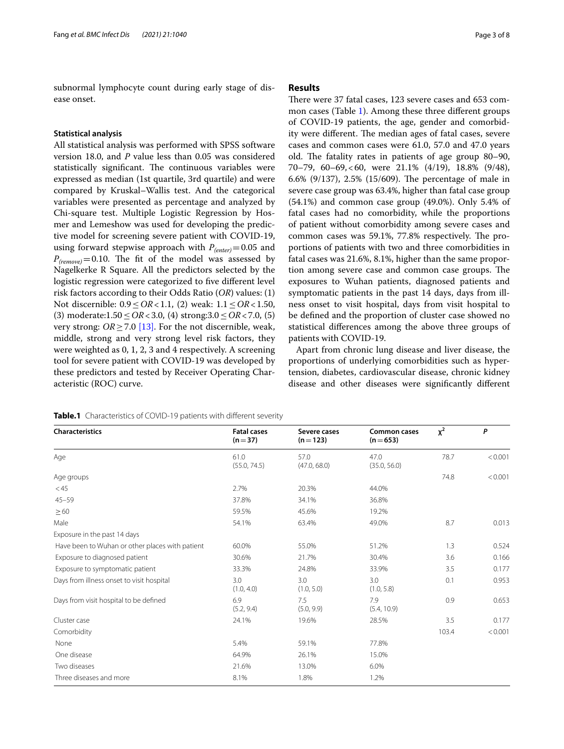subnormal lymphocyte count during early stage of disease onset.

### Statistical analysis

All statistical analysis was performed with SPSS software version 18.0, and *P* value less than 0.05 was considered statistically significant. The continuous variables were expressed as median (1st quartile, 3rd quartile) and were compared by Kruskal–Wallis test. And the categorical variables were presented as percentage and analyzed by Chi-square test. Multiple Logistic Regression by Hosmer and Lemeshow was used for developing the predictive model for screening severe patient with COVID-19, using forward stepwise approach with $P_{(enter)} = 0.05$ and $P_{(remove)} = 0.10$. The fit of the model was assessed by Nagelkerke R Square. All the predictors selected by the logistic regression were categorized to five different level risk factors according to their Odds Ratio (*OR*) values: (1) Not discernible: $0.9 \le OR < 1.1$, (2) weak: $1.1 \le OR < 1.50$, (3) moderate: $1.50 \le OR < 3.0$, (4) strong: $3.0 \le OR < 7.0$, (5) very strong: $OR \ge 7.0$ [13]. For the not discernible, weak, middle, strong and very strong level risk factors, they were weighted as 0, 1, 2, 3 and 4 respectively. A screening tool for severe patient with COVID-19 was developed by these predictors and tested by Receiver Operating Characteristic (ROC) curve.

## Results

There were 37 fatal cases, 123 severe cases and 653 common cases (Table 1). Among these three different groups of COVID-19 patients, the age, gender and comorbidity were different. The median ages of fatal cases, severe cases and common cases were 61.0, 57.0 and 47.0 years old. The fatality rates in patients of age group 80–90, 70–79, 60–69, <60, were 21.1% (4/19), 18.8% (9/48), 6.6% (9/137), 2.5% (15/609). The percentage of male in severe case group was 63.4%, higher than fatal case group (54.1%) and common case group (49.0%). Only 5.4% of fatal cases had no comorbidity, while the proportions of patient without comorbidity among severe cases and common cases was 59.1%, 77.8% respectively. The proportions of patients with two and three comorbidities in fatal cases was 21.6%, 8.1%, higher than the same proportion among severe case and common case groups. The exposures to Wuhan patients, diagnosed patients and symptomatic patients in the past 14 days, days from illness onset to visit hospital, days from visit hospital to be defined and the proportion of cluster case showed no statistical differences among the above three groups of patients with COVID-19.

Apart from chronic lung disease and liver disease, the proportions of underlying comorbidities such as hypertension, diabetes, cardiovascular disease, chronic kidney disease and other diseases were significantly different

**Table.1** Characteristics of COVID-19 patients with different severity

| Characteristics | Fatal cases (n = 37) | Severe cases (n = 123) | Common cases (n = 653) | $\chi^2$ | *P* |
|---|---|---|---|---|---|
| Age | 61.0 (55.0, 74.5) | 57.0 (47.0, 68.0) | 47.0 (35.0, 56.0) | 78.7 | < 0.001 |
| Age groups | | | | 74.8 | < 0.001 |
| < 45 | 2.7% | 20.3% | 44.0% | | |
| 45–59 | 37.8% | 34.1% | 36.8% | | |
| ≥ 60 | 59.5% | 45.6% | 19.2% | | |
| Male | 54.1% | 63.4% | 49.0% | 8.7 | 0.013 |
| Exposure in the past 14 days | | | | | |
| Have been to Wuhan or other places with patient | 60.0% | 55.0% | 51.2% | 1.3 | 0.524 |
| Exposure to diagnosed patient | 30.6% | 21.7% | 30.4% | 3.6 | 0.166 |
| Exposure to symptomatic patient | 33.3% | 24.8% | 33.9% | 3.5 | 0.177 |
| Days from illness onset to visit hospital | 3.0 (1.0, 4.0) | 3.0 (1.0, 5.0) | 3.0 (1.0, 5.8) | 0.1 | 0.953 |
| Days from visit hospital to be defined | 6.9 (5.2, 9.4) | 7.5 (5.0, 9.9) | 7.9 (5.4, 10.9) | 0.9 | 0.653 |
| Cluster case | 24.1% | 19.6% | 28.5% | 3.5 | 0.177 |
| Comorbidity | | | | 103.4 | < 0.001 |
| None | 5.4% | 59.1% | 77.8% | | |
| One disease | 64.9% | 26.1% | 15.0% | | |
| Two diseases | 21.6% | 13.0% | 6.0% | | |
| Three diseases and more | 8.1% | 1.8% | 1.2% | | |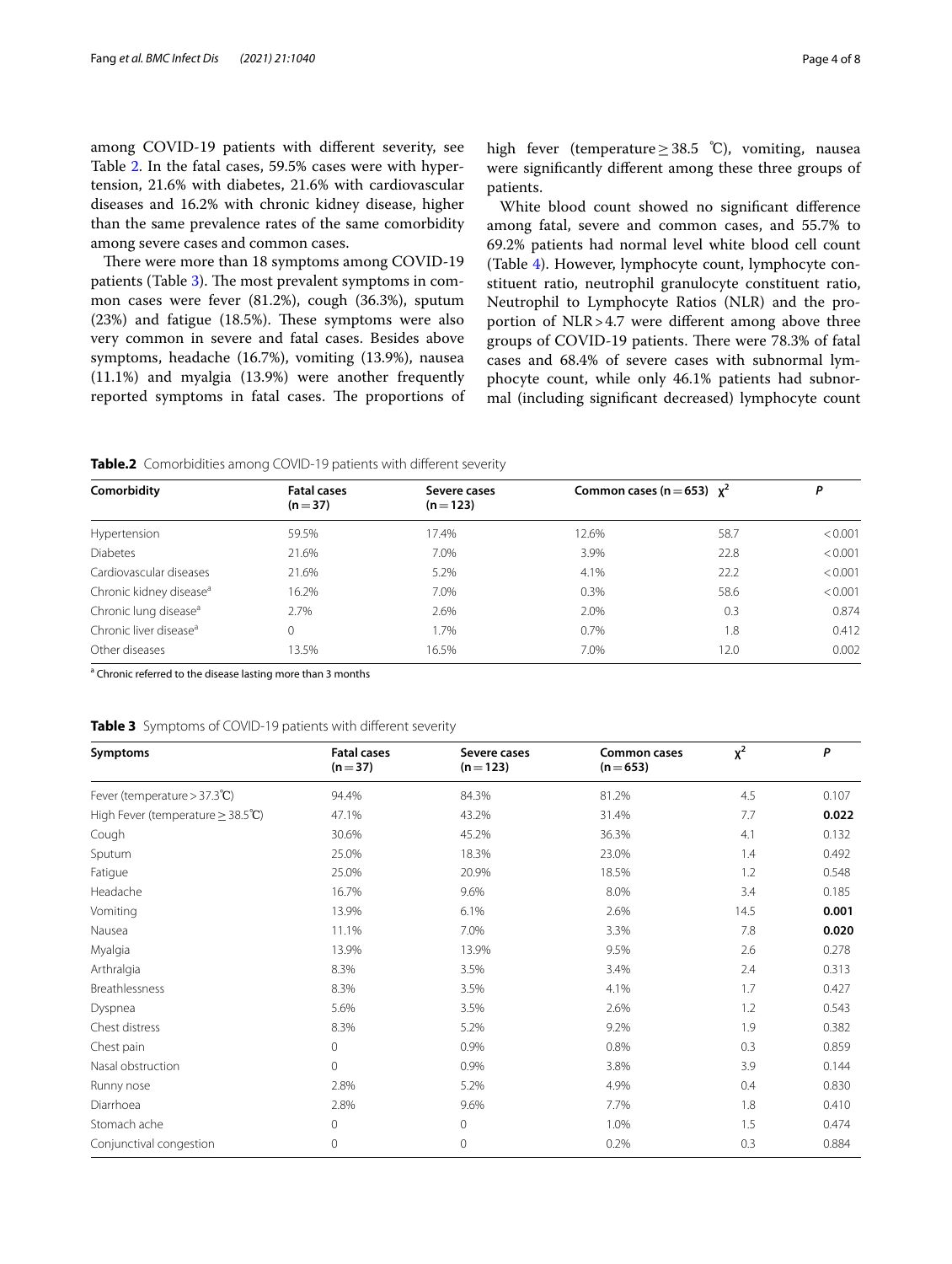among COVID-19 patients with different severity, see Table 2. In the fatal cases, 59.5% cases were with hypertension, 21.6% with diabetes, 21.6% with cardiovascular diseases and 16.2% with chronic kidney disease, higher than the same prevalence rates of the same comorbidity among severe cases and common cases.

There were more than 18 symptoms among COVID-19 patients (Table 3). The most prevalent symptoms in common cases were fever (81.2%), cough (36.3%), sputum (23%) and fatigue (18.5%). These symptoms were also very common in severe and fatal cases. Besides above symptoms, headache (16.7%), vomiting (13.9%), nausea (11.1%) and myalgia (13.9%) were another frequently reported symptoms in fatal cases. The proportions of high fever (temperature ≥ 38.5 ℃), vomiting, nausea were significantly different among these three groups of patients.

White blood count showed no significant difference among fatal, severe and common cases, and 55.7% to 69.2% patients had normal level white blood cell count (Table 4). However, lymphocyte count, lymphocyte constituent ratio, neutrophil granulocyte constituent ratio, Neutrophil to Lymphocyte Ratios (NLR) and the proportion of NLR > 4.7 were different among above three groups of COVID-19 patients. There were 78.3% of fatal cases and 68.4% of severe cases with subnormal lymphocyte count, while only 46.1% patients had subnormal (including significant decreased) lymphocyte count

**Table.2** Comorbidities among COVID-19 patients with different severity

| Comorbidity | Fatal cases (n = 37) | Severe cases (n = 123) | Common cases (n = 653) | $\chi^2$ | *P* |
|---|---|---|---|---|---|
| Hypertension | 59.5% | 17.4% | 12.6% | 58.7 | < 0.001 |
| Diabetes | 21.6% | 7.0% | 3.9% | 22.8 | < 0.001 |
| Cardiovascular diseases | 21.6% | 5.2% | 4.1% | 22.2 | < 0.001 |
| Chronic kidney disease[a] | 16.2% | 7.0% | 0.3% | 58.6 | < 0.001 |
| Chronic lung disease[a] | 2.7% | 2.6% | 2.0% | 0.3 | 0.874 |
| Chronic liver disease[a] | 0 | 1.7% | 0.7% | 1.8 | 0.412 |
| Other diseases | 13.5% | 16.5% | 7.0% | 12.0 | 0.002 |

[a] Chronic referred to the disease lasting more than 3 months

**Table 3** Symptoms of COVID-19 patients with different severity

| Symptoms | Fatal cases (n = 37) | Severe cases (n = 123) | Common cases (n = 653) | $\chi^2$ | *P* |
|---|---|---|---|---|---|
| Fever (temperature > 37.3℃) | 94.4% | 84.3% | 81.2% | 4.5 | 0.107 |
| High Fever (temperature ≥ 38.5℃) | 47.1% | 43.2% | 31.4% | 7.7 | **0.022** |
| Cough | 30.6% | 45.2% | 36.3% | 4.1 | 0.132 |
| Sputum | 25.0% | 18.3% | 23.0% | 1.4 | 0.492 |
| Fatigue | 25.0% | 20.9% | 18.5% | 1.2 | 0.548 |
| Headache | 16.7% | 9.6% | 8.0% | 3.4 | 0.185 |
| Vomiting | 13.9% | 6.1% | 2.6% | 14.5 | **0.001** |
| Nausea | 11.1% | 7.0% | 3.3% | 7.8 | **0.020** |
| Myalgia | 13.9% | 13.9% | 9.5% | 2.6 | 0.278 |
| Arthralgia | 8.3% | 3.5% | 3.4% | 2.4 | 0.313 |
| Breathlessness | 8.3% | 3.5% | 4.1% | 1.7 | 0.427 |
| Dyspnea | 5.6% | 3.5% | 2.6% | 1.2 | 0.543 |
| Chest distress | 8.3% | 5.2% | 9.2% | 1.9 | 0.382 |
| Chest pain | 0 | 0.9% | 0.8% | 0.3 | 0.859 |
| Nasal obstruction | 0 | 0.9% | 3.8% | 3.9 | 0.144 |
| Runny nose | 2.8% | 5.2% | 4.9% | 0.4 | 0.830 |
| Diarrhoea | 2.8% | 9.6% | 7.7% | 1.8 | 0.410 |
| Stomach ache | 0 | 0 | 1.0% | 1.5 | 0.474 |
| Conjunctival congestion | 0 | 0 | 0.2% | 0.3 | 0.884 |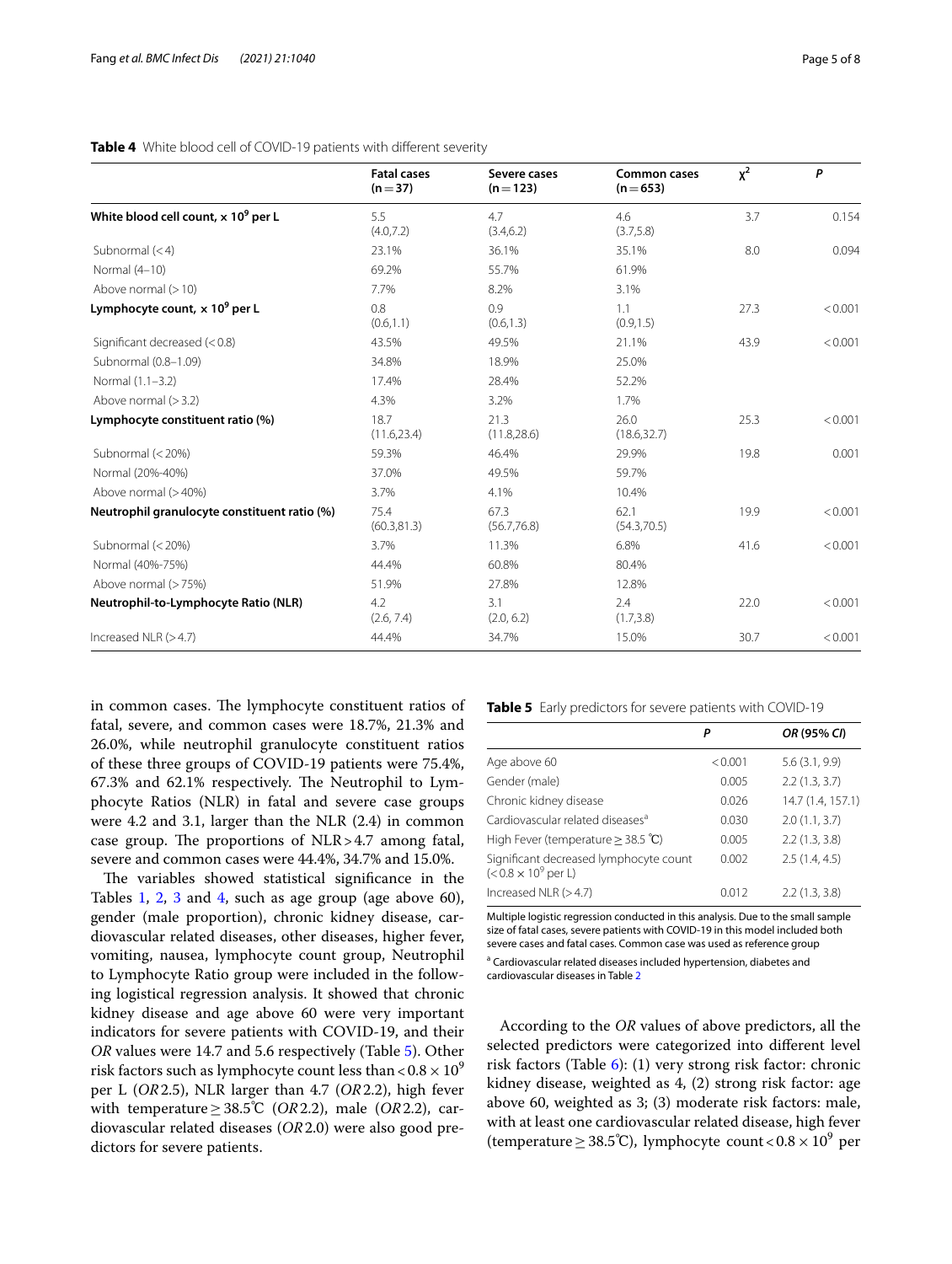**Table 4** White blood cell of COVID-19 patients with different severity

| | Fatal cases (n = 37) | Severe cases (n = 123) | Common cases (n = 653) | $\chi^2$ | *P* |
|---|---|---|---|---|---|
| **White blood cell count, × $10^9$ per L** | 5.5 (4.0,7.2) | 4.7 (3.4,6.2) | 4.6 (3.7,5.8) | 3.7 | 0.154 |
| Subnormal (< 4) | 23.1% | 36.1% | 35.1% | 8.0 | 0.094 |
| Normal (4–10) | 69.2% | 55.7% | 61.9% | | |
| Above normal (> 10) | 7.7% | 8.2% | 3.1% | | |
| **Lymphocyte count, × $10^9$ per L** | 0.8 (0.6,1.1) | 0.9 (0.6,1.3) | 1.1 (0.9,1.5) | 27.3 | < 0.001 |
| Significant decreased (< 0.8) | 43.5% | 49.5% | 21.1% | 43.9 | < 0.001 |
| Subnormal (0.8–1.09) | 34.8% | 18.9% | 25.0% | | |
| Normal (1.1–3.2) | 17.4% | 28.4% | 52.2% | | |
| Above normal (> 3.2) | 4.3% | 3.2% | 1.7% | | |
| **Lymphocyte constituent ratio (%)** | 18.7 (11.6,23.4) | 21.3 (11.8,28.6) | 26.0 (18.6,32.7) | 25.3 | < 0.001 |
| Subnormal (< 20%) | 59.3% | 46.4% | 29.9% | 19.8 | 0.001 |
| Normal (20%-40%) | 37.0% | 49.5% | 59.7% | | |
| Above normal (> 40%) | 3.7% | 4.1% | 10.4% | | |
| **Neutrophil granulocyte constituent ratio (%)** | 75.4 (60.3,81.3) | 67.3 (56.7,76.8) | 62.1 (54.3,70.5) | 19.9 | < 0.001 |
| Subnormal (< 20%) | 3.7% | 11.3% | 6.8% | 41.6 | < 0.001 |
| Normal (40%-75%) | 44.4% | 60.8% | 80.4% | | |
| Above normal (> 75%) | 51.9% | 27.8% | 12.8% | | |
| **Neutrophil-to-Lymphocyte Ratio (NLR)** | 4.2 (2.6, 7.4) | 3.1 (2.0, 6.2) | 2.4 (1.7,3.8) | 22.0 | < 0.001 |
| Increased NLR (> 4.7) | 44.4% | 34.7% | 15.0% | 30.7 | < 0.001 |

in common cases. The lymphocyte constituent ratios of fatal, severe, and common cases were 18.7%, 21.3% and 26.0%, while neutrophil granulocyte constituent ratios of these three groups of COVID-19 patients were 75.4%, 67.3% and 62.1% respectively. The Neutrophil to Lymphocyte Ratios (NLR) in fatal and severe case groups were 4.2 and 3.1, larger than the NLR (2.4) in common case group. The proportions of NLR > 4.7 among fatal, severe and common cases were 44.4%, 34.7% and 15.0%.

The variables showed statistical significance in the Tables 1, 2, 3 and 4, such as age group (age above 60), gender (male proportion), chronic kidney disease, cardiovascular related diseases, other diseases, higher fever, vomiting, nausea, lymphocyte count group, Neutrophil to Lymphocyte Ratio group were included in the following logistical regression analysis. It showed that chronic kidney disease and age above 60 were very important indicators for severe patients with COVID-19, and their *OR* values were 14.7 and 5.6 respectively (Table 5). Other risk factors such as lymphocyte count less than < $0.8 \times 10^9$ per L (*OR* 2.5), NLR larger than 4.7 (*OR* 2.2), high fever with temperature ≥ 38.5℃ (*OR* 2.2), male (*OR* 2.2), cardiovascular related diseases (*OR* 2.0) were also good predictors for severe patients.

**Table 5** Early predictors for severe patients with COVID-19

| | *P* | *OR (95% CI)* |
|---|---|---|
| Age above 60 | < 0.001 | 5.6 (3.1, 9.9) |
| Gender (male) | 0.005 | 2.2 (1.3, 3.7) |
| Chronic kidney disease | 0.026 | 14.7 (1.4, 157.1) |
| Cardiovascular related diseases[a] | 0.030 | 2.0 (1.1, 3.7) |
| High Fever (temperature ≥ 38.5 ℃) | 0.005 | 2.2 (1.3, 3.8) |
| Significant decreased lymphocyte count (< $0.8 \times 10^9$ per L) | 0.002 | 2.5 (1.4, 4.5) |
| Increased NLR (> 4.7) | 0.012 | 2.2 (1.3, 3.8) |

Multiple logistic regression conducted in this analysis. Due to the small sample size of fatal cases, severe patients with COVID-19 in this model included both severe cases and fatal cases. Common case was used as reference group

[a] Cardiovascular related diseases included hypertension, diabetes and cardiovascular diseases in Table 2

According to the *OR* values of above predictors, all the selected predictors were categorized into different level risk factors (Table 6): (1) very strong risk factor: chronic kidney disease, weighted as 4, (2) strong risk factor: age above 60, weighted as 3; (3) moderate risk factors: male, with at least one cardiovascular related disease, high fever (temperature ≥ 38.5℃), lymphocyte count < $0.8 \times 10^9$ per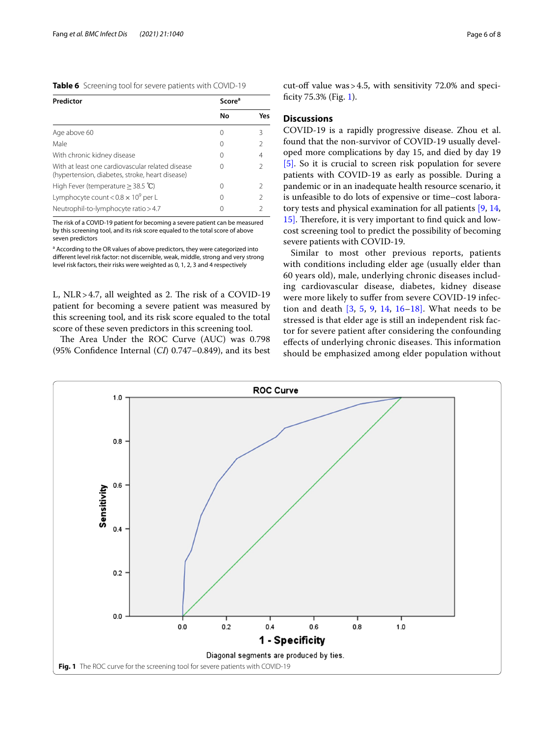**Table 6** Screening tool for severe patients with COVID-19

| Predictor | Score[a] | |
|---|---|---|
| | No | Yes |
| Age above 60 | 0 | 3 |
| Male | 0 | 2 |
| With chronic kidney disease | 0 | 4 |
| With at least one cardiovascular related disease (hypertension, diabetes, stroke, heart disease) | 0 | 2 |
| High Fever (temperature ≥ 38.5 ℃) | 0 | 2 |
| Lymphocyte count < $0.8 \times 10^9$ per L | 0 | 2 |
| Neutrophil-to-lymphocyte ratio > 4.7 | 0 | 2 |

The risk of a COVID-19 patient for becoming a severe patient can be measured by this screening tool, and its risk score equaled to the total score of above seven predictors

[a] According to the OR values of above predictors, they were categorized into different level risk factor: not discernible, weak, middle, strong and very strong level risk factors, their risks were weighted as 0, 1, 2, 3 and 4 respectively

L, NLR > 4.7, all weighted as 2. The risk of a COVID-19 patient for becoming a severe patient was measured by this screening tool, and its risk score equaled to the total score of these seven predictors in this screening tool.

The Area Under the ROC Curve (AUC) was 0.798 (95% Confidence Internal (*CI*) 0.747–0.849), and its best cut-off value was > 4.5, with sensitivity 72.0% and specificity 75.3% (Fig. 1).

## Discussions

COVID-19 is a rapidly progressive disease. Zhou et al. found that the non-survivor of COVID-19 usually developed more complications by day 15, and died by day 19 [5]. So it is crucial to screen risk population for severe patients with COVID-19 as early as possible. During a pandemic or in an inadequate health resource scenario, it is unfeasible to do lots of expensive or time–cost laboratory tests and physical examination for all patients [9, 14, 15]. Therefore, it is very important to find quick and low-cost screening tool to predict the possibility of becoming severe patients with COVID-19.

Similar to most other previous reports, patients with conditions including elder age (usually elder than 60 years old), male, underlying chronic diseases including cardiovascular disease, diabetes, kidney disease were more likely to suffer from severe COVID-19 infection and death [3, 5, 9, 14, 16–18]. What needs to be stressed is that elder age is still an independent risk factor for severe patient after considering the confounding effects of underlying chronic diseases. This information should be emphasized among elder population without

**Fig. 1** The ROC curve for the screening tool for severe patients with COVID-19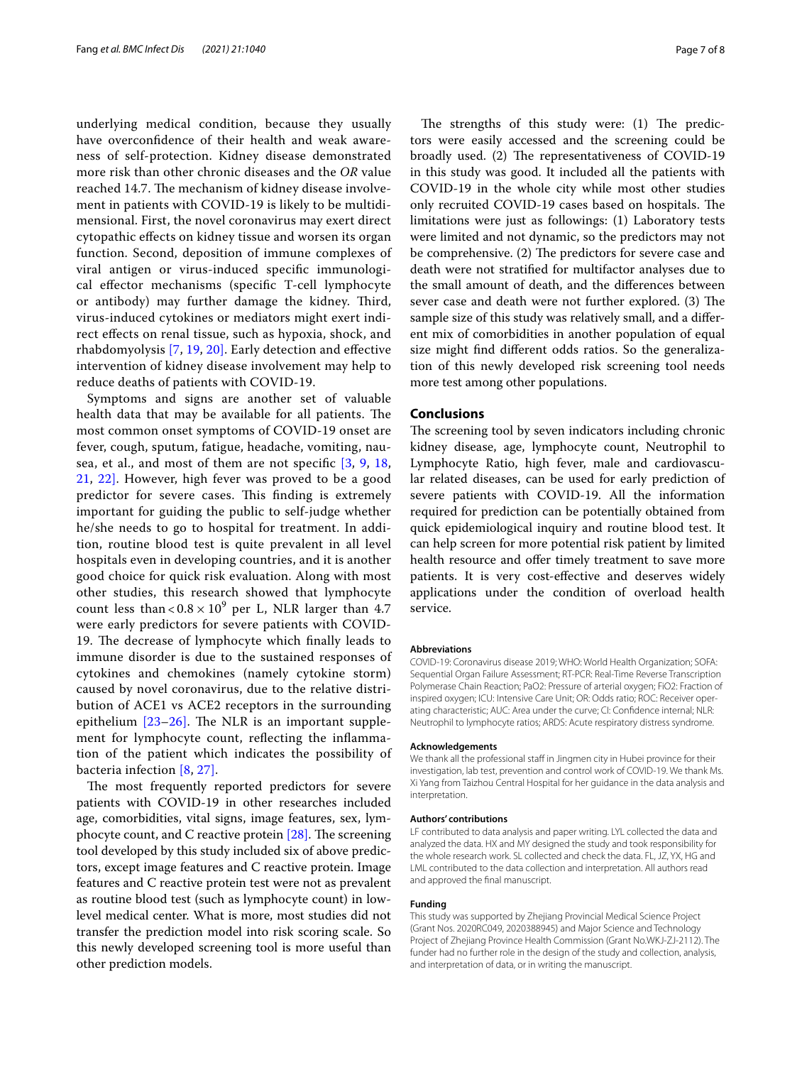underlying medical condition, because they usually have overconfidence of their health and weak awareness of self-protection. Kidney disease demonstrated more risk than other chronic diseases and the *OR* value reached 14.7. The mechanism of kidney disease involvement in patients with COVID-19 is likely to be multidimensional. First, the novel coronavirus may exert direct cytopathic effects on kidney tissue and worsen its organ function. Second, deposition of immune complexes of viral antigen or virus-induced specific immunological effector mechanisms (specific T-cell lymphocyte or antibody) may further damage the kidney. Third, virus-induced cytokines or mediators might exert indirect effects on renal tissue, such as hypoxia, shock, and rhabdomyolysis [7, 19, 20]. Early detection and effective intervention of kidney disease involvement may help to reduce deaths of patients with COVID-19.

Symptoms and signs are another set of valuable health data that may be available for all patients. The most common onset symptoms of COVID-19 onset are fever, cough, sputum, fatigue, headache, vomiting, nausea, et al., and most of them are not specific [3, 9, 18, 21, 22]. However, high fever was proved to be a good predictor for severe cases. This finding is extremely important for guiding the public to self-judge whether he/she needs to go to hospital for treatment. In addition, routine blood test is quite prevalent in all level hospitals even in developing countries, and it is another good choice for quick risk evaluation. Along with most other studies, this research showed that lymphocyte count less than $<0.8\times10^9$ per L, NLR larger than 4.7 were early predictors for severe patients with COVID-19. The decrease of lymphocyte which finally leads to immune disorder is due to the sustained responses of cytokines and chemokines (namely cytokine storm) caused by novel coronavirus, due to the relative distribution of ACE1 vs ACE2 receptors in the surrounding epithelium [23–26]. The NLR is an important supplement for lymphocyte count, reflecting the inflammation of the patient which indicates the possibility of bacteria infection [8, 27].

The most frequently reported predictors for severe patients with COVID-19 in other researches included age, comorbidities, vital signs, image features, sex, lymphocyte count, and C reactive protein [28]. The screening tool developed by this study included six of above predictors, except image features and C reactive protein. Image features and C reactive protein test were not as prevalent as routine blood test (such as lymphocyte count) in low-level medical center. What is more, most studies did not transfer the prediction model into risk scoring scale. So this newly developed screening tool is more useful than other prediction models.

The strengths of this study were: (1) The predictors were easily accessed and the screening could be broadly used. (2) The representativeness of COVID-19 in this study was good. It included all the patients with COVID-19 in the whole city while most other studies only recruited COVID-19 cases based on hospitals. The limitations were just as followings: (1) Laboratory tests were limited and not dynamic, so the predictors may not be comprehensive. (2) The predictors for severe case and death were not stratified for multifactor analyses due to the small amount of death, and the differences between sever case and death were not further explored. (3) The sample size of this study was relatively small, and a different mix of comorbidities in another population of equal size might find different odds ratios. So the generalization of this newly developed risk screening tool needs more test among other populations.

## Conclusions

The screening tool by seven indicators including chronic kidney disease, age, lymphocyte count, Neutrophil to Lymphocyte Ratio, high fever, male and cardiovascular related diseases, can be used for early prediction of severe patients with COVID-19. All the information required for prediction can be potentially obtained from quick epidemiological inquiry and routine blood test. It can help screen for more potential risk patient by limited health resource and offer timely treatment to save more patients. It is very cost-effective and deserves widely applications under the condition of overload health service.

#### Abbreviations

COVID-19: Coronavirus disease 2019; WHO: World Health Organization; SOFA: Sequential Organ Failure Assessment; RT-PCR: Real-Time Reverse Transcription Polymerase Chain Reaction; PaO2: Pressure of arterial oxygen; FiO2: Fraction of inspired oxygen; ICU: Intensive Care Unit; OR: Odds ratio; ROC: Receiver operating characteristic; AUC: Area under the curve; CI: Confidence internal; NLR: Neutrophil to lymphocyte ratios; ARDS: Acute respiratory distress syndrome.

#### Acknowledgements

We thank all the professional staff in Jingmen city in Hubei province for their investigation, lab test, prevention and control work of COVID-19. We thank Ms. Xi Yang from Taizhou Central Hospital for her guidance in the data analysis and interpretation.

#### Authors' contributions

LF contributed to data analysis and paper writing. LYL collected the data and analyzed the data. HX and MY designed the study and took responsibility for the whole research work. SL collected and check the data. FL, JZ, YX, HG and LML contributed to the data collection and interpretation. All authors read and approved the final manuscript.

#### Funding

This study was supported by Zhejiang Provincial Medical Science Project (Grant Nos. 2020RC049, 2020388945) and Major Science and Technology Project of Zhejiang Province Health Commission (Grant No.WKJ-ZJ-2112). The funder had no further role in the design of the study and collection, analysis, and interpretation of data, or in writing the manuscript.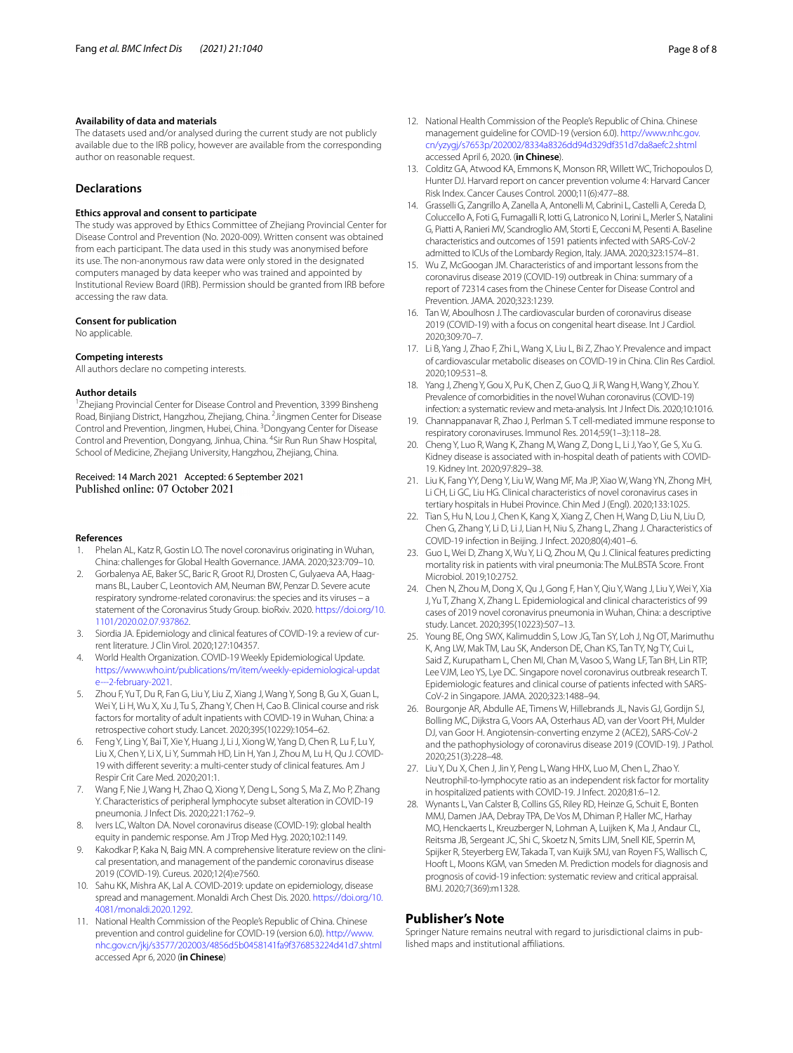### Availability of data and materials

The datasets used and/or analysed during the current study are not publicly available due to the IRB policy, however are available from the corresponding author on reasonable request.

## Declarations

### Ethics approval and consent to participate

The study was approved by Ethics Committee of Zhejiang Provincial Center for Disease Control and Prevention (No. 2020-009). Written consent was obtained from each participant. The data used in this study was anonymised before its use. The non-anonymous raw data were only stored in the designated computers managed by data keeper who was trained and appointed by Institutional Review Board (IRB). Permission should be granted from IRB before accessing the raw data.

### Consent for publication

No applicable.

### Competing interests

All authors declare no competing interests.

### Author details

[1]Zhejiang Provincial Center for Disease Control and Prevention, 3399 Binsheng Road, Binjiang District, Hangzhou, Zhejiang, China. [2]Jingmen Center for Disease Control and Prevention, Jingmen, Hubei, China. [3]Dongyang Center for Disease Control and Prevention, Dongyang, Jinhua, China. [4]Sir Run Run Shaw Hospital, School of Medicine, Zhejiang University, Hangzhou, Zhejiang, China.

Received: 14 March 2021 Accepted: 6 September 2021
Published online: 07 October 2021

### References

1. Phelan AL, Katz R, Gostin LO. The novel coronavirus originating in Wuhan, China: challenges for Global Health Governance. JAMA. 2020;323:709–10.
2. Gorbalenya AE, Baker SC, Baric R, Groot RJ, Drosten C, Gulyaeva AA, Haagmans BL, Lauber C, Leontovich AM, Neuman BW, Penzar D. Severe acute respiratory syndrome-related coronavirus: the species and its viruses – a statement of the Coronavirus Study Group. bioRxiv. 2020. https://doi.org/10.1101/2020.02.07.937862.
3. Siordia JA. Epidemiology and clinical features of COVID-19: a review of current literature. J Clin Virol. 2020;127:104357.
4. World Health Organization. COVID-19 Weekly Epidemiological Update. https://www.who.int/publications/m/item/weekly-epidemiological-update---2-february-2021.
5. Zhou F, Yu T, Du R, Fan G, Liu Y, Liu Z, Xiang J, Wang Y, Song B, Gu X, Guan L, Wei Y, Li H, Wu X, Xu J, Tu S, Zhang Y, Chen H, Cao B. Clinical course and risk factors for mortality of adult inpatients with COVID-19 in Wuhan, China: a retrospective cohort study. Lancet. 2020;395(10229):1054–62.
6. Feng Y, Ling Y, Bai T, Xie Y, Huang J, Li J, Xiong W, Yang D, Chen R, Lu F, Lu Y, Liu X, Chen Y, Li X, Li Y, Summah HD, Lin H, Yan J, Zhou M, Lu H, Qu J. COVID-19 with different severity: a multi-center study of clinical features. Am J Respir Crit Care Med. 2020;201:1.
7. Wang F, Nie J, Wang H, Zhao Q, Xiong Y, Deng L, Song S, Ma Z, Mo P, Zhang Y. Characteristics of peripheral lymphocyte subset alteration in COVID-19 pneumonia. J Infect Dis. 2020;221:1762–9.
8. Ivers LC, Walton DA. Novel coronavirus disease (COVID-19): global health equity in pandemic response. Am J Trop Med Hyg. 2020;102:1149.
9. Kakodkar P, Kaka N, Baig MN. A comprehensive literature review on the clinical presentation, and management of the pandemic coronavirus disease 2019 (COVID-19). Cureus. 2020;12(4):e7560.
10. Sahu KK, Mishra AK, Lal A. COVID-2019: update on epidemiology, disease spread and management. Monaldi Arch Chest Dis. 2020. https://doi.org/10.4081/monaldi.2020.1292.
11. National Health Commission of the People's Republic of China. Chinese prevention and control guideline for COVID-19 (version 6.0). http://www.nhc.gov.cn/jkj/s3577/202003/4856d5b0458141fa9f376853224d41d7.shtml accessed Apr 6, 2020 (**in Chinese**)
12. National Health Commission of the People's Republic of China. Chinese management guideline for COVID-19 (version 6.0). http://www.nhc.gov.cn/yzygj/s7653p/202002/8334a8326dd94d329df351d7da8aefc2.shtml accessed April 6, 2020. (**in Chinese**).
13. Colditz GA, Atwood KA, Emmons K, Monson RR, Willett WC, Trichopoulos D, Hunter DJ. Harvard report on cancer prevention volume 4: Harvard Cancer Risk Index. Cancer Causes Control. 2000;11(6):477–88.
14. Grasselli G, Zangrillo A, Zanella A, Antonelli M, Cabrini L, Castelli A, Cereda D, Coluccello A, Foti G, Fumagalli R, Iotti G, Latronico N, Lorini L, Merler S, Natalini G, Piatti A, Ranieri MV, Scandroglio AM, Storti E, Cecconi M, Pesenti A. Baseline characteristics and outcomes of 1591 patients infected with SARS-CoV-2 admitted to ICUs of the Lombardy Region, Italy. JAMA. 2020;323:1574–81.
15. Wu Z, McGoogan JM. Characteristics of and important lessons from the coronavirus disease 2019 (COVID-19) outbreak in China: summary of a report of 72314 cases from the Chinese Center for Disease Control and Prevention. JAMA. 2020;323:1239.
16. Tan W, Aboulhosn J. The cardiovascular burden of coronavirus disease 2019 (COVID-19) with a focus on congenital heart disease. Int J Cardiol. 2020;309:70–7.
17. Li B, Yang J, Zhao F, Zhi L, Wang X, Liu L, Bi Z, Zhao Y. Prevalence and impact of cardiovascular metabolic diseases on COVID-19 in China. Clin Res Cardiol. 2020;109:531–8.
18. Yang J, Zheng Y, Gou X, Pu K, Chen Z, Guo Q, Ji R, Wang H, Wang Y, Zhou Y. Prevalence of comorbidities in the novel Wuhan coronavirus (COVID-19) infection: a systematic review and meta-analysis. Int J Infect Dis. 2020;10:1016.
19. Channappanavar R, Zhao J, Perlman S. T cell-mediated immune response to respiratory coronaviruses. Immunol Res. 2014;59(1–3):118–28.
20. Cheng Y, Luo R, Wang K, Zhang M, Wang Z, Dong L, Li J, Yao Y, Ge S, Xu G. Kidney disease is associated with in-hospital death of patients with COVID-19. Kidney Int. 2020;97:829–38.
21. Liu K, Fang YY, Deng Y, Liu W, Wang MF, Ma JP, Xiao W, Wang YN, Zhong MH, Li CH, Li GC, Liu HG. Clinical characteristics of novel coronavirus cases in tertiary hospitals in Hubei Province. Chin Med J (Engl). 2020;133:1025.
22. Tian S, Hu N, Lou J, Chen K, Kang X, Xiang Z, Chen H, Wang D, Liu N, Liu D, Chen G, Zhang Y, Li D, Li J, Lian H, Niu S, Zhang L, Zhang J. Characteristics of COVID-19 infection in Beijing. J Infect. 2020;80(4):401–6.
23. Guo L, Wei D, Zhang X, Wu Y, Li Q, Zhou M, Qu J. Clinical features predicting mortality risk in patients with viral pneumonia: The MuLBSTA Score. Front Microbiol. 2019;10:2752.
24. Chen N, Zhou M, Dong X, Qu J, Gong F, Han Y, Qiu Y, Wang J, Liu Y, Wei Y, Xia J, Yu T, Zhang X, Zhang L. Epidemiological and clinical characteristics of 99 cases of 2019 novel coronavirus pneumonia in Wuhan, China: a descriptive study. Lancet. 2020;395(10223):507–13.
25. Young BE, Ong SWX, Kalimuddin S, Low JG, Tan SY, Loh J, Ng OT, Marimuthu K, Ang LW, Mak TM, Lau SK, Anderson DE, Chan KS, Tan TY, Ng TY, Cui L, Said Z, Kurupatham L, Chen MI, Chan M, Vasoo S, Wang LF, Tan BH, Lin RTP, Lee VJM, Leo YS, Lye DC. Singapore novel coronavirus outbreak research T. Epidemiologic features and clinical course of patients infected with SARS-CoV-2 in Singapore. JAMA. 2020;323:1488–94.
26. Bourgonje AR, Abdulle AE, Timens W, Hillebrands JL, Navis GJ, Gordijn SJ, Bolling MC, Dijkstra G, Voors AA, Osterhaus AD, van der Voort PH, Mulder DJ, van Goor H. Angiotensin-converting enzyme 2 (ACE2), SARS-CoV-2 and the pathophysiology of coronavirus disease 2019 (COVID-19). J Pathol. 2020;251(3):228–48.
27. Liu Y, Du X, Chen J, Jin Y, Peng L, Wang HHX, Luo M, Chen L, Zhao Y. Neutrophil-to-lymphocyte ratio as an independent risk factor for mortality in hospitalized patients with COVID-19. J Infect. 2020;81:6–12.
28. Wynants L, Van Calster B, Collins GS, Riley RD, Heinze G, Schuit E, Bonten MMJ, Damen JAA, Debray TPA, De Vos M, Dhiman P, Haller MC, Harhay MO, Henckaerts L, Kreuzberger N, Lohman A, Luijken K, Ma J, Andaur CL, Reitsma JB, Sergeant JC, Shi C, Skoetz N, Smits LJM, Snell KIE, Sperrin M, Spijker R, Steyerberg EW, Takada T, van Kuijk SMJ, van Royen FS, Wallisch C, Hooft L, Moons KGM, van Smeden M. Prediction models for diagnosis and prognosis of covid-19 infection: systematic review and critical appraisal. BMJ. 2020;7(369):m1328.

## Publisher's Note

Springer Nature remains neutral with regard to jurisdictional claims in published maps and institutional affiliations.